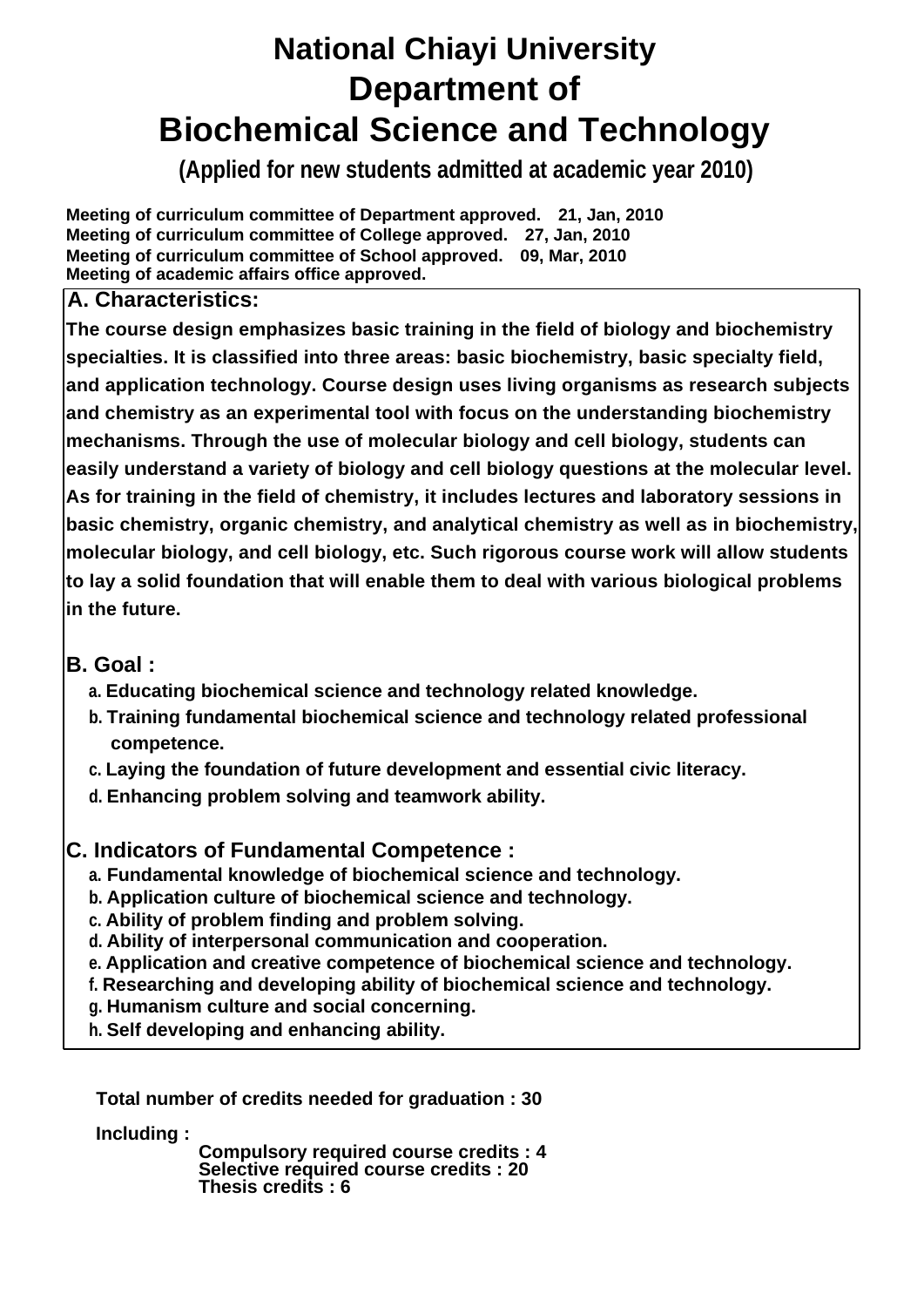# National Chiayi University
# Department of
# Biochemical Science and Technology

**(Applied for new students admitted at academic year 2010)**

**Meeting of curriculum committee of Department approved. 21, Jan, 2010**
**Meeting of curriculum committee of College approved. 27, Jan, 2010**
**Meeting of curriculum committee of School approved. 09, Mar, 2010**
**Meeting of academic affairs office approved.**

## A. Characteristics:

**The course design emphasizes basic training in the field of biology and biochemistry specialties. It is classified into three areas: basic biochemistry, basic specialty field, and application technology. Course design uses living organisms as research subjects and chemistry as an experimental tool with focus on the understanding biochemistry mechanisms. Through the use of molecular biology and cell biology, students can easily understand a variety of biology and cell biology questions at the molecular level. As for training in the field of chemistry, it includes lectures and laboratory sessions in basic chemistry, organic chemistry, and analytical chemistry as well as in biochemistry, molecular biology, and cell biology, etc. Such rigorous course work will allow students to lay a solid foundation that will enable them to deal with various biological problems in the future.**

## B. Goal :

a. **Educating biochemical science and technology related knowledge.**
b. **Training fundamental biochemical science and technology related professional competence.**
c. **Laying the foundation of future development and essential civic literacy.**
d. **Enhancing problem solving and teamwork ability.**

## C. Indicators of Fundamental Competence :

a. **Fundamental knowledge of biochemical science and technology.**
b. **Application culture of biochemical science and technology.**
c. **Ability of problem finding and problem solving.**
d. **Ability of interpersonal communication and cooperation.**
e. **Application and creative competence of biochemical science and technology.**
f. **Researching and developing ability of biochemical science and technology.**
g. **Humanism culture and social concerning.**
h. **Self developing and enhancing ability.**

**Total number of credits needed for graduation : 30**

**Including :**

**Compulsory required course credits : 4**
**Selective required course credits : 20**
**Thesis credits : 6**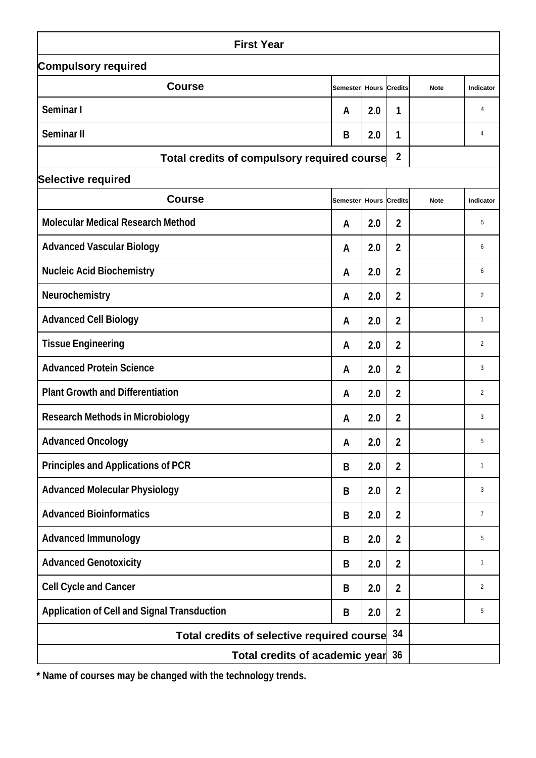## First Year

### Compulsory required

| Course | Semester | Hours | Credits | Note | Indicator |
|---|---|---|---|---|---|
| Seminar I | A | 2.0 | 1 | | 4 |
| Seminar II | B | 2.0 | 1 | | 4 |
| **Total credits of compulsory required course** | | | 2 | | |

### Selective required

| Course | Semester | Hours | Credits | Note | Indicator |
|---|---|---|---|---|---|
| Molecular Medical Research Method | A | 2.0 | 2 | | 5 |
| Advanced Vascular Biology | A | 2.0 | 2 | | 6 |
| Nucleic Acid Biochemistry | A | 2.0 | 2 | | 6 |
| Neurochemistry | A | 2.0 | 2 | | 2 |
| Advanced Cell Biology | A | 2.0 | 2 | | 1 |
| Tissue Engineering | A | 2.0 | 2 | | 2 |
| Advanced Protein Science | A | 2.0 | 2 | | 3 |
| Plant Growth and Differentiation | A | 2.0 | 2 | | 2 |
| Research Methods in Microbiology | A | 2.0 | 2 | | 3 |
| Advanced Oncology | A | 2.0 | 2 | | 5 |
| Principles and Applications of PCR | B | 2.0 | 2 | | 1 |
| Advanced Molecular Physiology | B | 2.0 | 2 | | 3 |
| Advanced Bioinformatics | B | 2.0 | 2 | | 7 |
| Advanced Immunology | B | 2.0 | 2 | | 5 |
| Advanced Genotoxicity | B | 2.0 | 2 | | 1 |
| Cell Cycle and Cancer | B | 2.0 | 2 | | 2 |
| Application of Cell and Signal Transduction | B | 2.0 | 2 | | 5 |
| **Total credits of selective required course** | | | 34 | | |
| **Total credits of academic year** | | | 36 | | |

* Name of courses may be changed with the technology trends.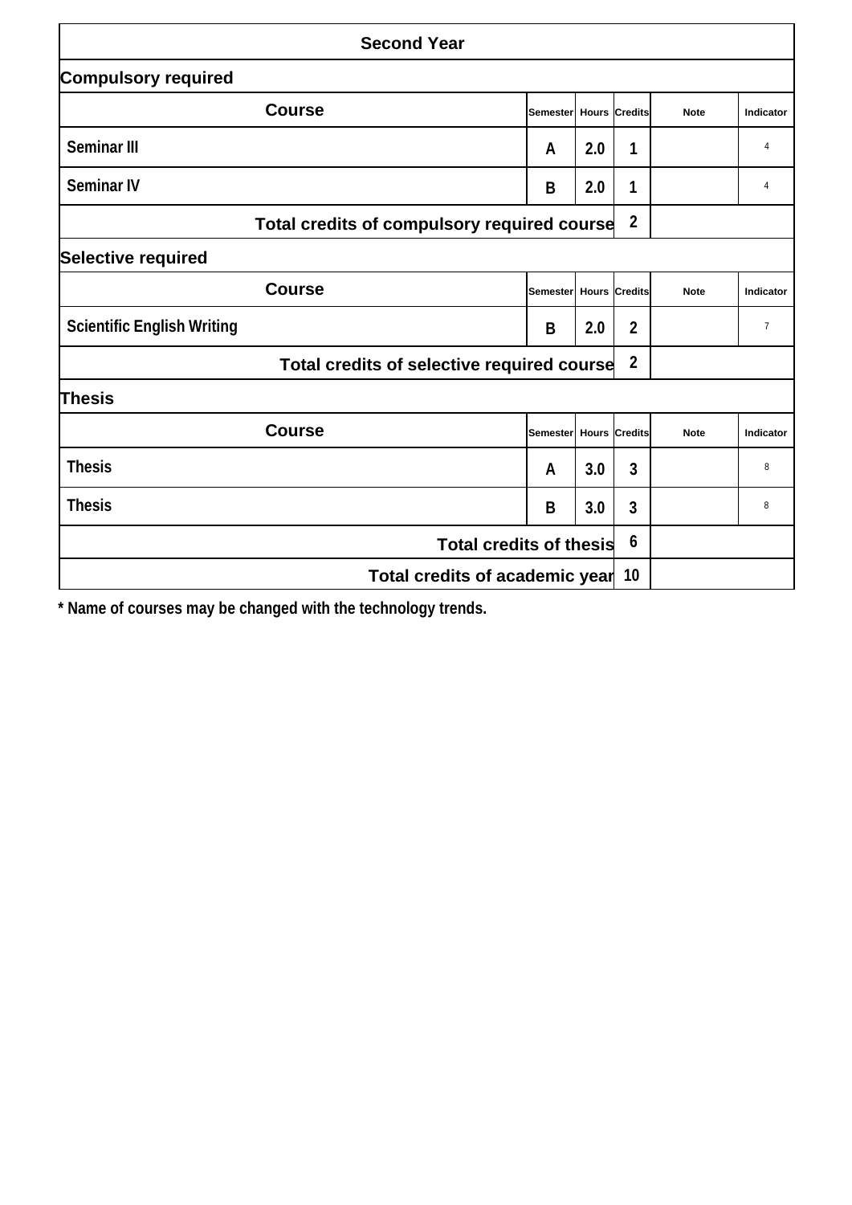## Second Year

### Compulsory required

| Course | Semester | Hours | Credits | Note | Indicator |
|---|---|---|---|---|---|
| Seminar III | A | 2.0 | 1 | | 4 |
| Seminar IV | B | 2.0 | 1 | | 4 |
| **Total credits of compulsory required course** | | | 2 | | |

### Selective required

| Course | Semester | Hours | Credits | Note | Indicator |
|---|---|---|---|---|---|
| Scientific English Writing | B | 2.0 | 2 | | 7 |
| **Total credits of selective required course** | | | 2 | | |

### Thesis

| Course | Semester | Hours | Credits | Note | Indicator |
|---|---|---|---|---|---|
| Thesis | A | 3.0 | 3 | | 8 |
| Thesis | B | 3.0 | 3 | | 8 |
| **Total credits of thesis** | | | 6 | | |
| **Total credits of academic year** | | | 10 | | |

**\* Name of courses may be changed with the technology trends.**